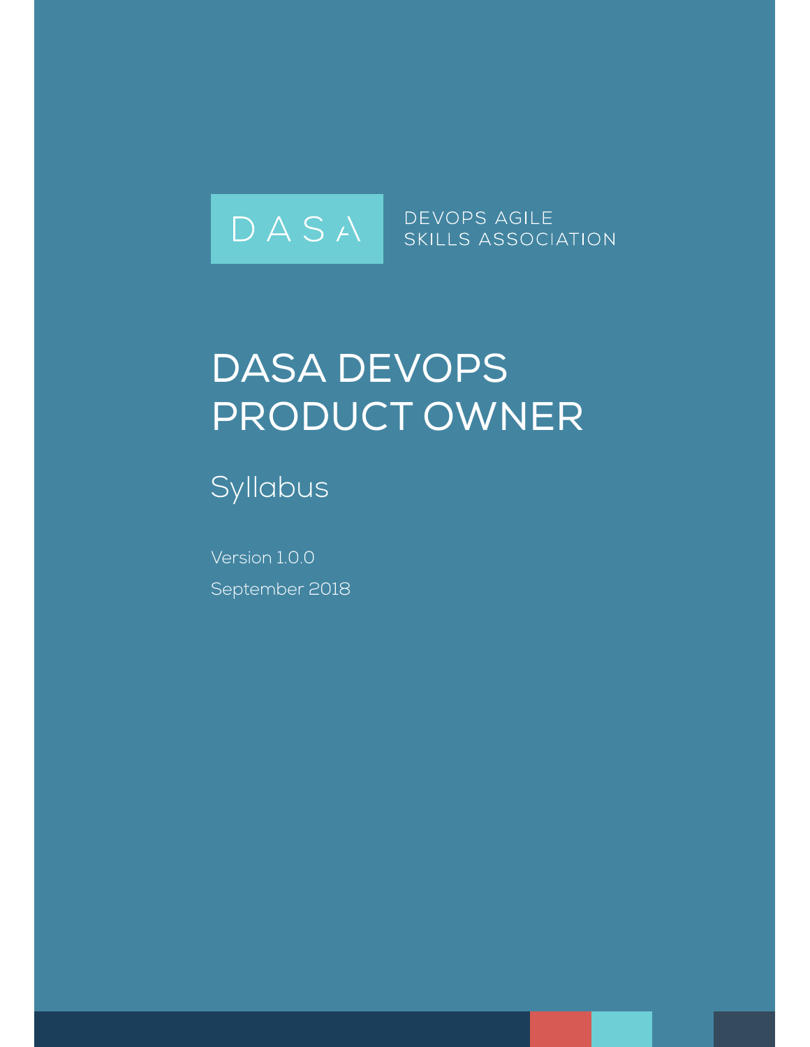DASA

DEVOPS AGILE SKILLS ASSOCIATION

# DASA DEVOPS PRODUCT OWNER

## Syllabus

Version 1.0.0

September 2018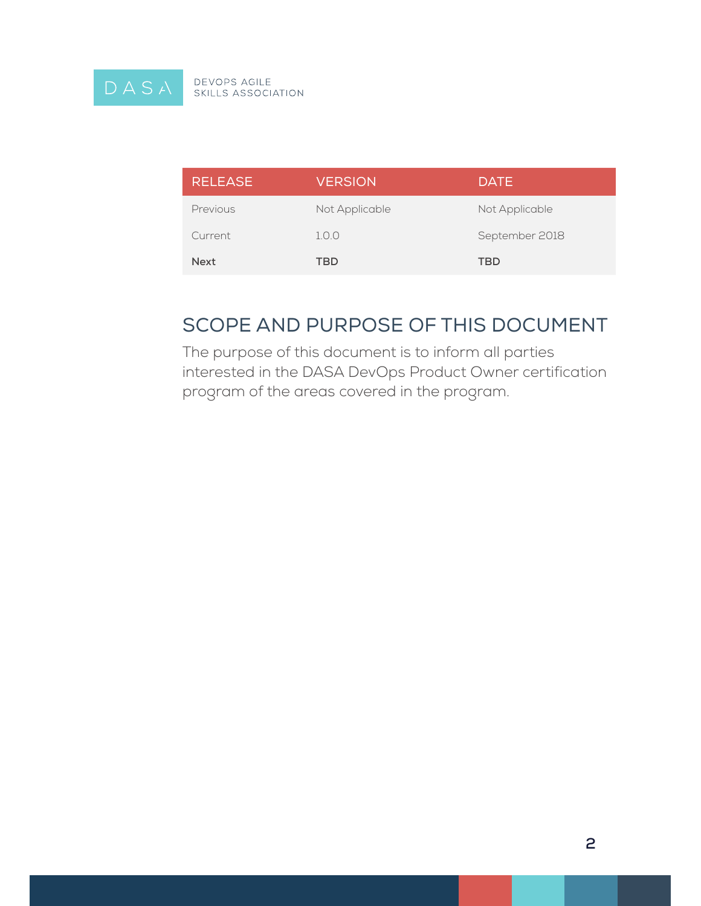| RELEASE | VERSION | DATE |
|---|---|---|
| Previous | Not Applicable | Not Applicable |
| Current | 1.0.0 | September 2018 |
| **Next** | **TBD** | **TBD** |

## SCOPE AND PURPOSE OF THIS DOCUMENT

The purpose of this document is to inform all parties interested in the DASA DevOps Product Owner certification program of the areas covered in the program.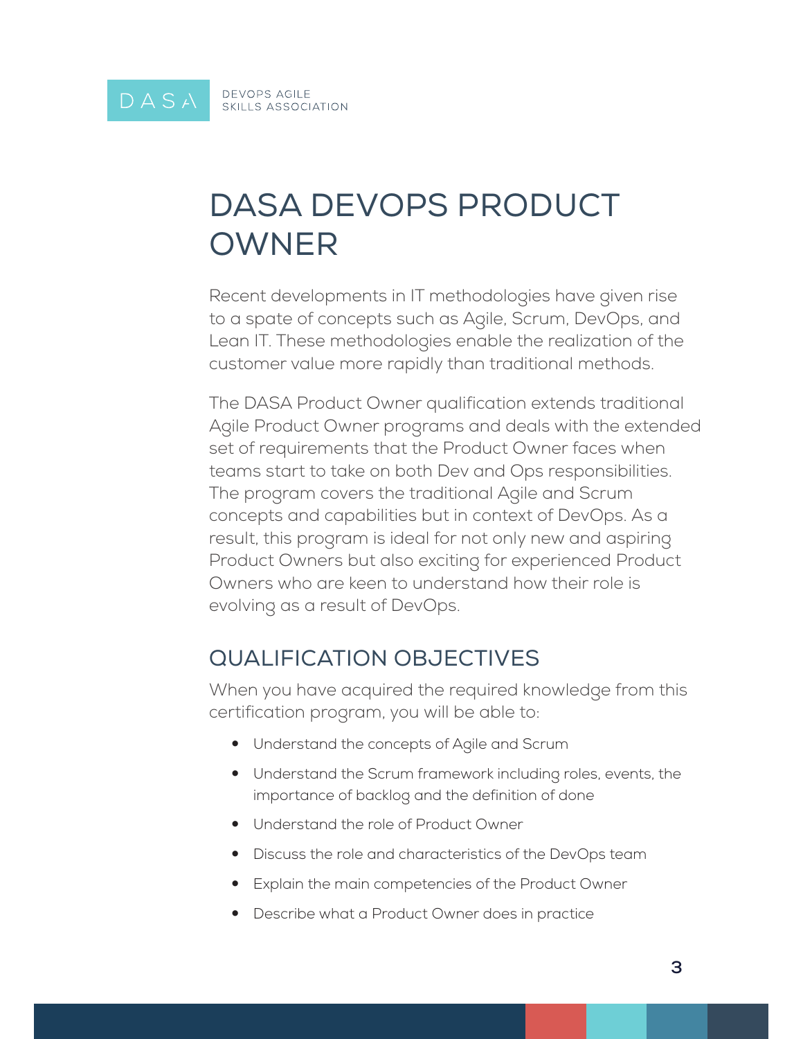# DASA DEVOPS PRODUCT OWNER

Recent developments in IT methodologies have given rise to a spate of concepts such as Agile, Scrum, DevOps, and Lean IT. These methodologies enable the realization of the customer value more rapidly than traditional methods.

The DASA Product Owner qualification extends traditional Agile Product Owner programs and deals with the extended set of requirements that the Product Owner faces when teams start to take on both Dev and Ops responsibilities. The program covers the traditional Agile and Scrum concepts and capabilities but in context of DevOps. As a result, this program is ideal for not only new and aspiring Product Owners but also exciting for experienced Product Owners who are keen to understand how their role is evolving as a result of DevOps.

## QUALIFICATION OBJECTIVES

When you have acquired the required knowledge from this certification program, you will be able to:

- Understand the concepts of Agile and Scrum
- Understand the Scrum framework including roles, events, the importance of backlog and the definition of done
- Understand the role of Product Owner
- Discuss the role and characteristics of the DevOps team
- Explain the main competencies of the Product Owner
- Describe what a Product Owner does in practice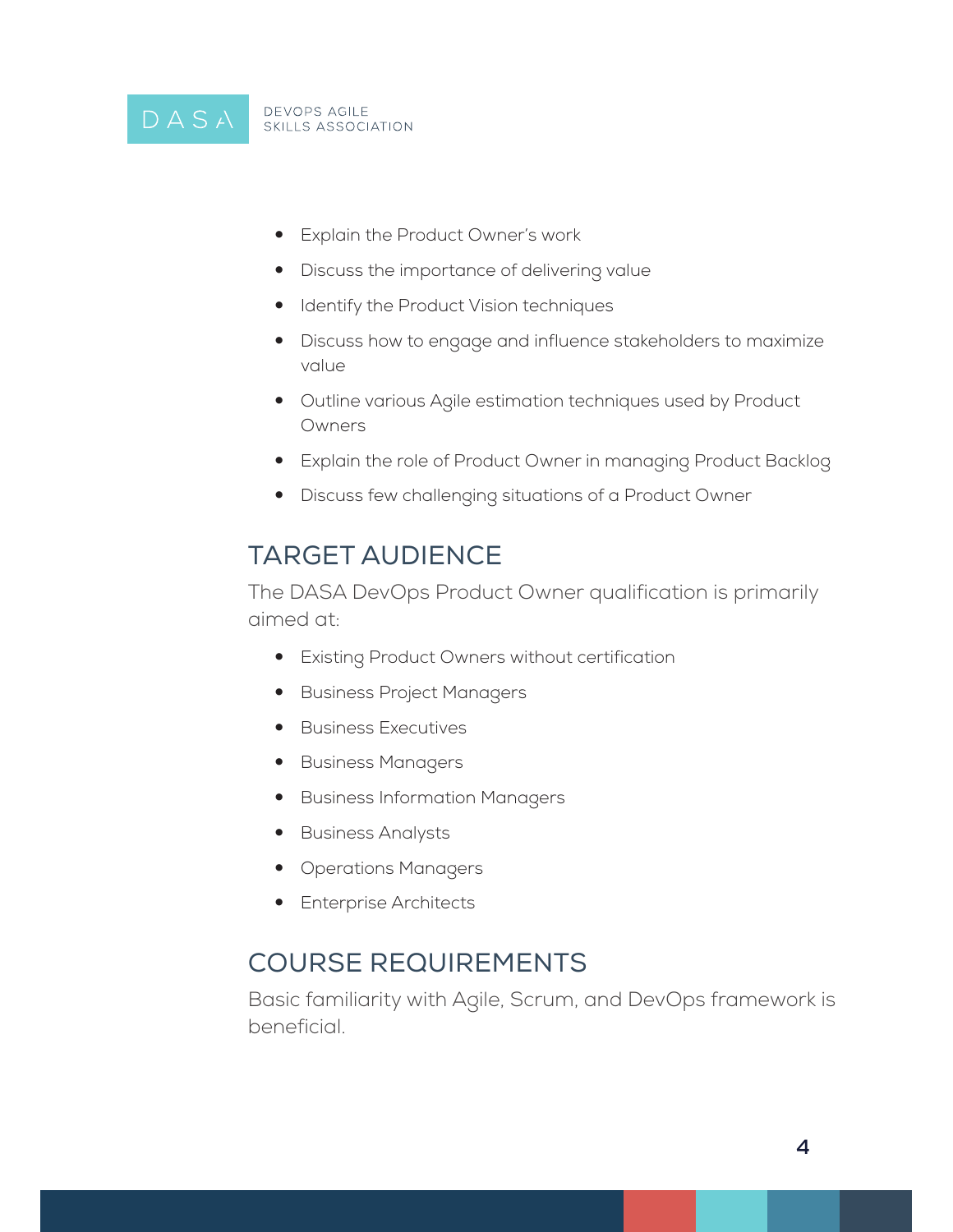- Explain the Product Owner's work
- Discuss the importance of delivering value
- Identify the Product Vision techniques
- Discuss how to engage and influence stakeholders to maximize value
- Outline various Agile estimation techniques used by Product Owners
- Explain the role of Product Owner in managing Product Backlog
- Discuss few challenging situations of a Product Owner

## TARGET AUDIENCE

The DASA DevOps Product Owner qualification is primarily aimed at:

- Existing Product Owners without certification
- Business Project Managers
- Business Executives
- Business Managers
- Business Information Managers
- Business Analysts
- Operations Managers
- Enterprise Architects

## COURSE REQUIREMENTS

Basic familiarity with Agile, Scrum, and DevOps framework is beneficial.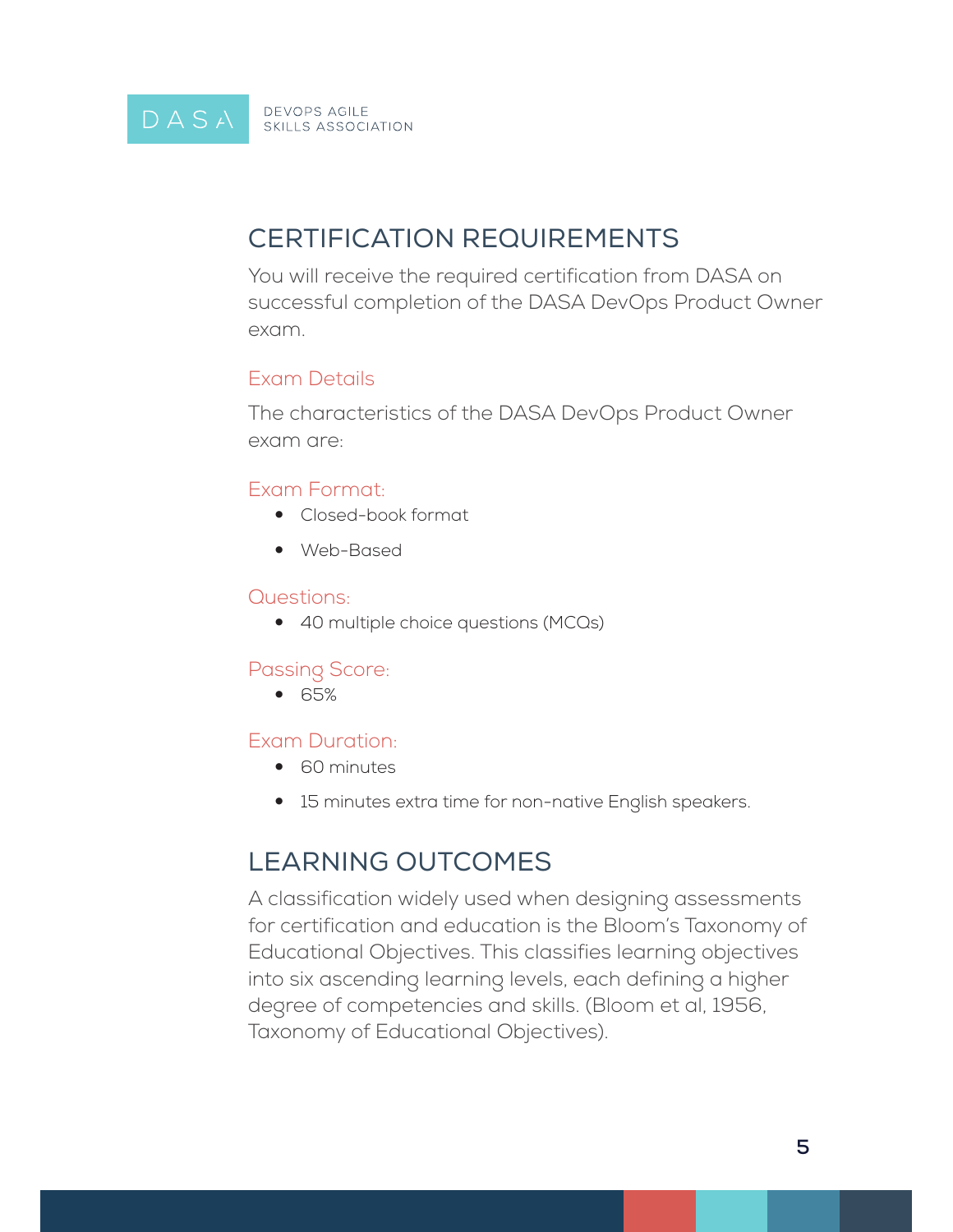## CERTIFICATION REQUIREMENTS

You will receive the required certification from DASA on successful completion of the DASA DevOps Product Owner exam.

### Exam Details

The characteristics of the DASA DevOps Product Owner exam are:

#### Exam Format:

- Closed-book format
- Web-Based

#### Questions:

- 40 multiple choice questions (MCQs)

#### Passing Score:

- 65%

#### Exam Duration:

- 60 minutes
- 15 minutes extra time for non-native English speakers.

## LEARNING OUTCOMES

A classification widely used when designing assessments for certification and education is the Bloom's Taxonomy of Educational Objectives. This classifies learning objectives into six ascending learning levels, each defining a higher degree of competencies and skills. (Bloom et al, 1956, Taxonomy of Educational Objectives).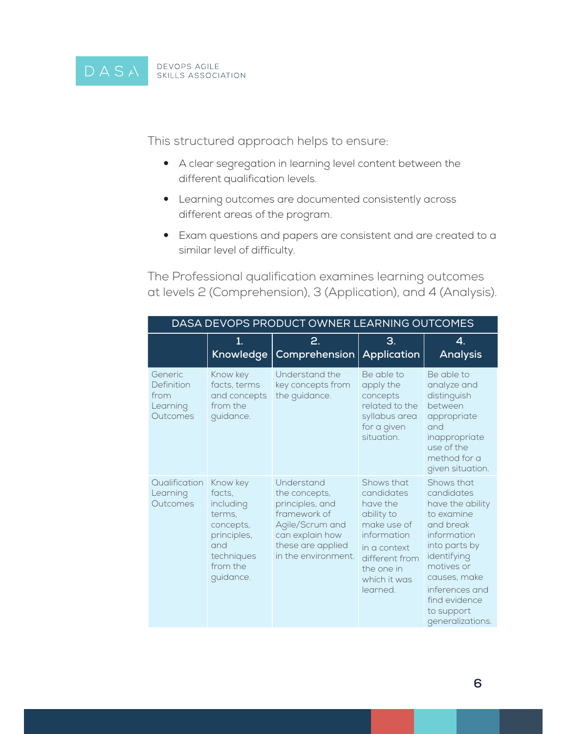This structured approach helps to ensure:

- A clear segregation in learning level content between the different qualification levels.
- Learning outcomes are documented consistently across different areas of the program.
- Exam questions and papers are consistent and are created to a similar level of difficulty.

The Professional qualification examines learning outcomes at levels 2 (Comprehension), 3 (Application), and 4 (Analysis).

| DASA DEVOPS PRODUCT OWNER LEARNING OUTCOMES | | | | |
|---|---|---|---|---|
| | 1. Knowledge | 2. Comprehension | 3. Application | 4. Analysis |
| Generic Definition from Learning Outcomes | Know key facts, terms and concepts from the guidance. | Understand the key concepts from the guidance. | Be able to apply the concepts related to the syllabus area for a given situation. | Be able to analyze and distinguish between appropriate and inappropriate use of the method for a given situation. |
| Qualification Learning Outcomes | Know key facts, including terms, concepts, principles, and techniques from the guidance. | Understand the concepts, principles, and framework of Agile/Scrum and can explain how these are applied in the environment. | Shows that candidates have the ability to make use of information in a context different from the one in which it was learned. | Shows that candidates have the ability to examine and break information into parts by identifying motives or causes, make inferences and find evidence to support generalizations. |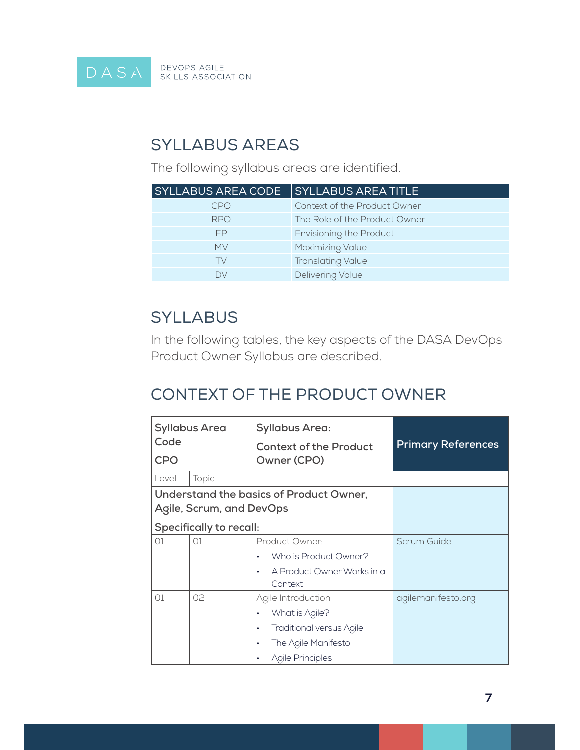## SYLLABUS AREAS

The following syllabus areas are identified.

| SYLLABUS AREA CODE | SYLLABUS AREA TITLE |
| --- | --- |
| CPO | Context of the Product Owner |
| RPO | The Role of the Product Owner |
| EP | Envisioning the Product |
| MV | Maximizing Value |
| TV | Translating Value |
| DV | Delivering Value |

## SYLLABUS

In the following tables, the key aspects of the DASA DevOps Product Owner Syllabus are described.

## CONTEXT OF THE PRODUCT OWNER

| **Syllabus Area Code CPO** | | **Syllabus Area: Context of the Product Owner (CPO)** | **Primary References** |
| --- | --- | --- | --- |
| Level | Topic | | |
| **Understand the basics of Product Owner, Agile, Scrum, and DevOps**<br><br>**Specifically to recall:** | | | |
| 01 | 01 | Product Owner:<br>• Who is Product Owner?<br>• A Product Owner Works in a Context | Scrum Guide |
| 01 | 02 | Agile Introduction<br>• What is Agile?<br>• Traditional versus Agile<br>• The Agile Manifesto<br>• Agile Principles | agilemanifesto.org |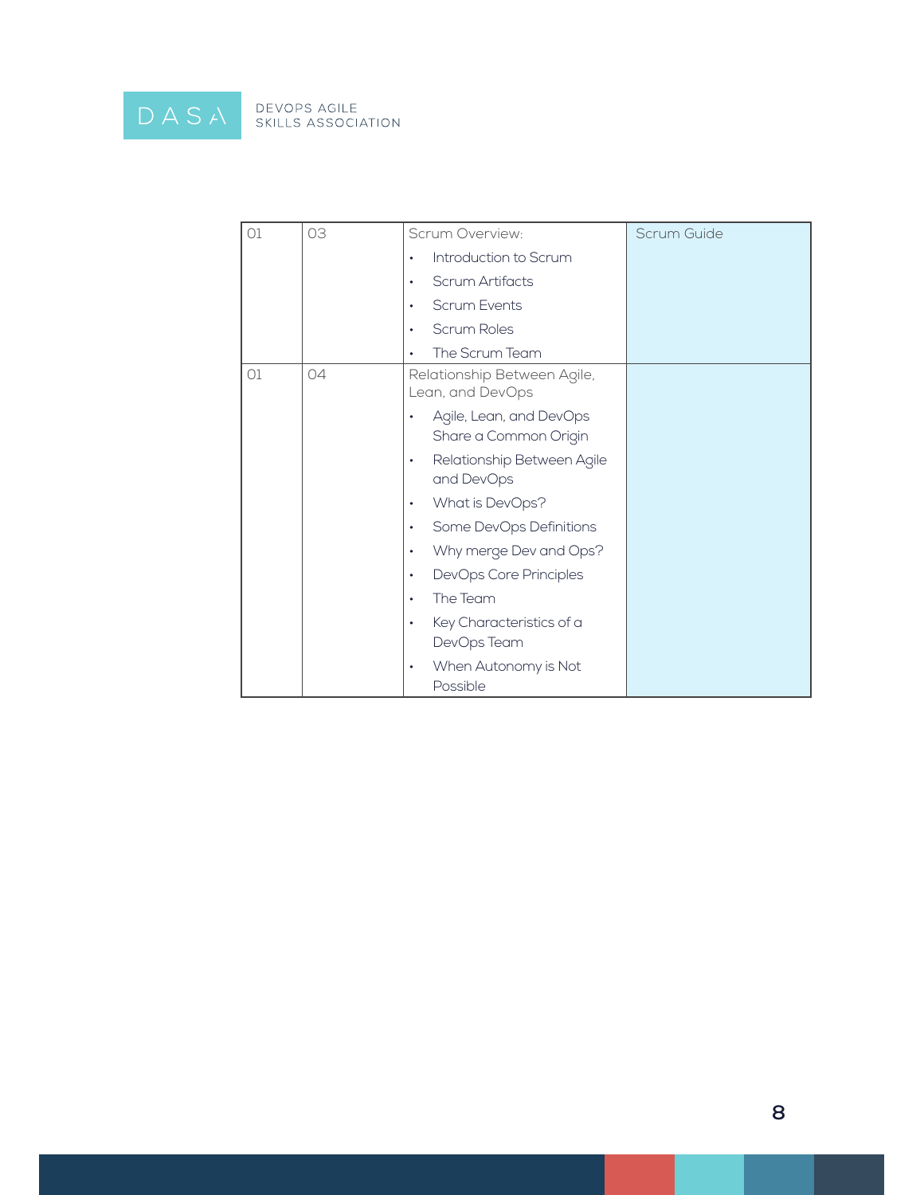| 01 | 03 | Scrum Overview:<br>• Introduction to Scrum<br>• Scrum Artifacts<br>• Scrum Events<br>• Scrum Roles<br>• The Scrum Team | Scrum Guide |
|---|---|---|---|
| 01 | 04 | Relationship Between Agile, Lean, and DevOps<br>• Agile, Lean, and DevOps Share a Common Origin<br>• Relationship Between Agile and DevOps<br>• What is DevOps?<br>• Some DevOps Definitions<br>• Why merge Dev and Ops?<br>• DevOps Core Principles<br>• The Team<br>• Key Characteristics of a DevOps Team<br>• When Autonomy is Not Possible | |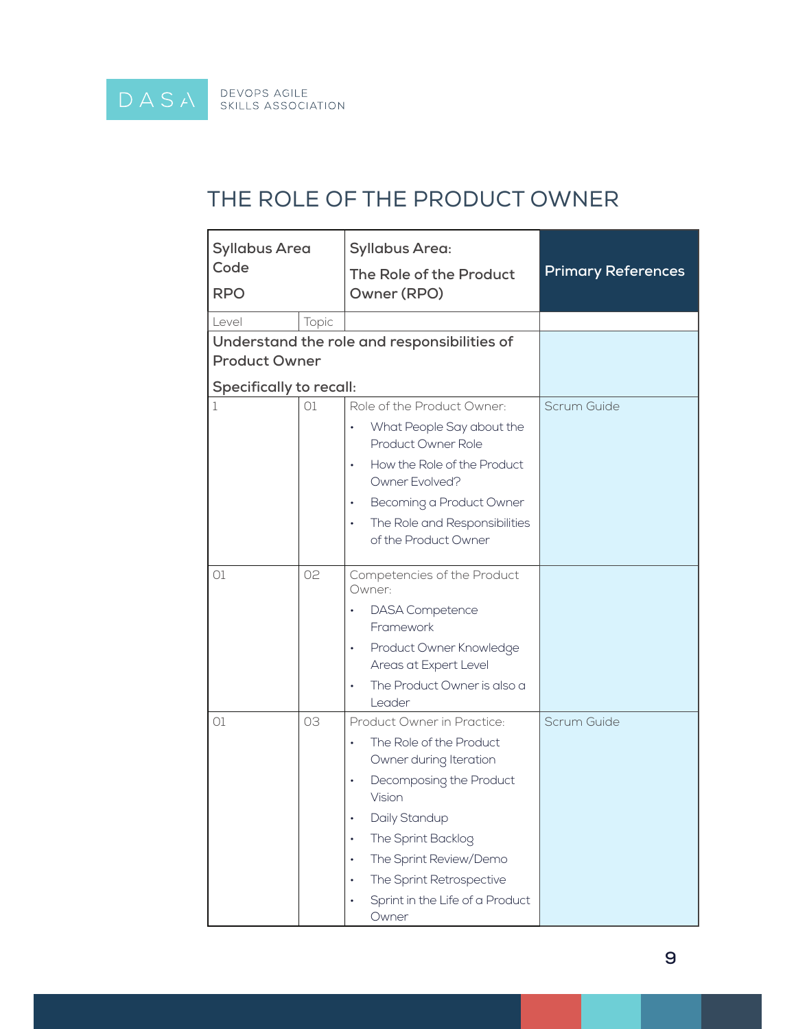# THE ROLE OF THE PRODUCT OWNER

| Syllabus Area Code RPO | | Syllabus Area: The Role of the Product Owner (RPO) | Primary References |
|---|---|---|---|
| Level | Topic | | |
| **Understand the role and responsibilities of Product Owner** **Specifically to recall:** | | | |
| 1 | 01 | Role of the Product Owner: • What People Say about the Product Owner Role • How the Role of the Product Owner Evolved? • Becoming a Product Owner • The Role and Responsibilities of the Product Owner | Scrum Guide |
| 01 | 02 | Competencies of the Product Owner: • DASA Competence Framework • Product Owner Knowledge Areas at Expert Level • The Product Owner is also a Leader | |
| 01 | 03 | Product Owner in Practice: • The Role of the Product Owner during Iteration • Decomposing the Product Vision • Daily Standup • The Sprint Backlog • The Sprint Review/Demo • The Sprint Retrospective • Sprint in the Life of a Product Owner | Scrum Guide |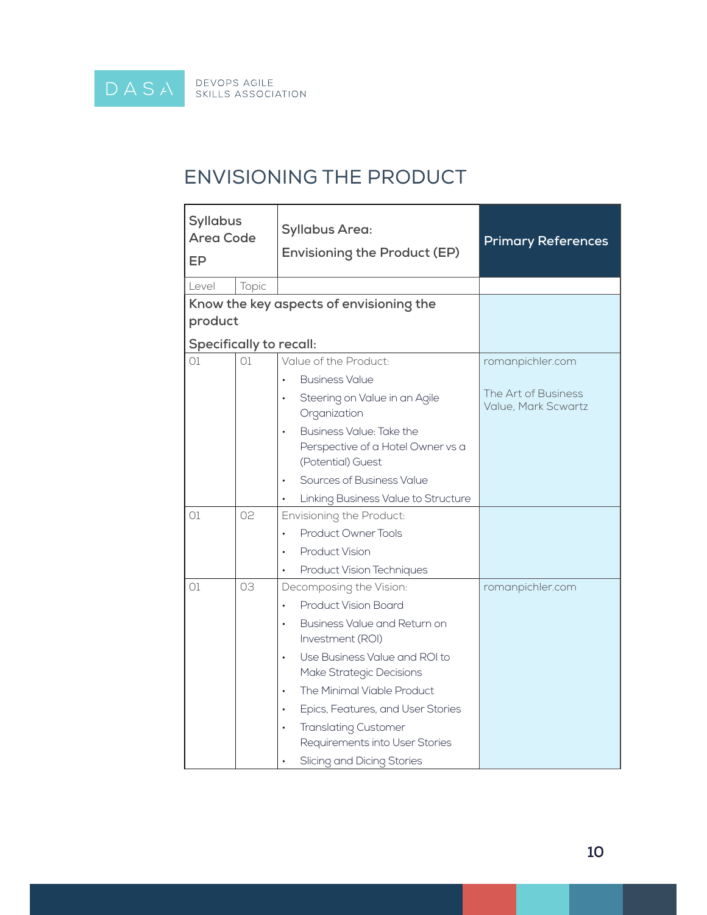## ENVISIONING THE PRODUCT

| Syllabus Area Code<br>EP | | Syllabus Area:<br>Envisioning the Product (EP) | Primary References |
|---|---|---|---|
| Level | Topic | | |
| **Know the key aspects of envisioning the product**<br>**Specifically to recall:** | | | |
| 01 | 01 | Value of the Product:<br>• Business Value<br>• Steering on Value in an Agile Organization<br>• Business Value: Take the Perspective of a Hotel Owner vs a (Potential) Guest<br>• Sources of Business Value<br>• Linking Business Value to Structure | romanpichler.com<br><br>The Art of Business Value, Mark Scwartz |
| 01 | 02 | Envisioning the Product:<br>• Product Owner Tools<br>• Product Vision<br>• Product Vision Techniques | |
| 01 | 03 | Decomposing the Vision:<br>• Product Vision Board<br>• Business Value and Return on Investment (ROI)<br>• Use Business Value and ROI to Make Strategic Decisions<br>• The Minimal Viable Product<br>• Epics, Features, and User Stories<br>• Translating Customer Requirements into User Stories<br>• Slicing and Dicing Stories | romanpichler.com |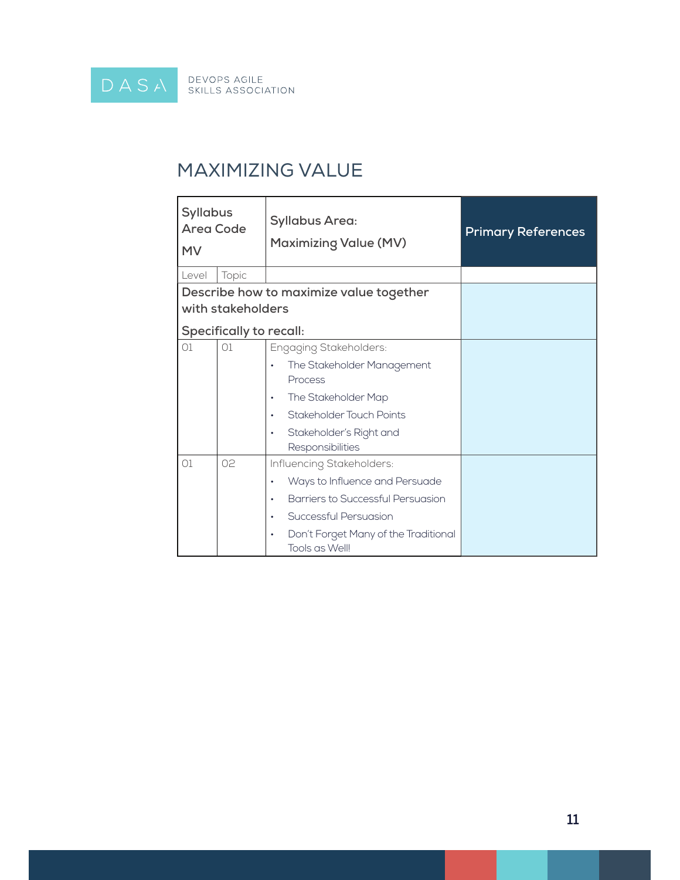# MAXIMIZING VALUE

| Syllabus Area Code<br>MV | | Syllabus Area:<br>Maximizing Value (MV) | Primary References |
|---|---|---|---|
| Level | Topic | | |
| **Describe how to maximize value together with stakeholders**<br><br>**Specifically to recall:** | | | |
| 01 | 01 | Engaging Stakeholders:<br>• The Stakeholder Management Process<br>• The Stakeholder Map<br>• Stakeholder Touch Points<br>• Stakeholder's Right and Responsibilities | |
| 01 | 02 | Influencing Stakeholders:<br>• Ways to Influence and Persuade<br>• Barriers to Successful Persuasion<br>• Successful Persuasion<br>• Don't Forget Many of the Traditional Tools as Well! | |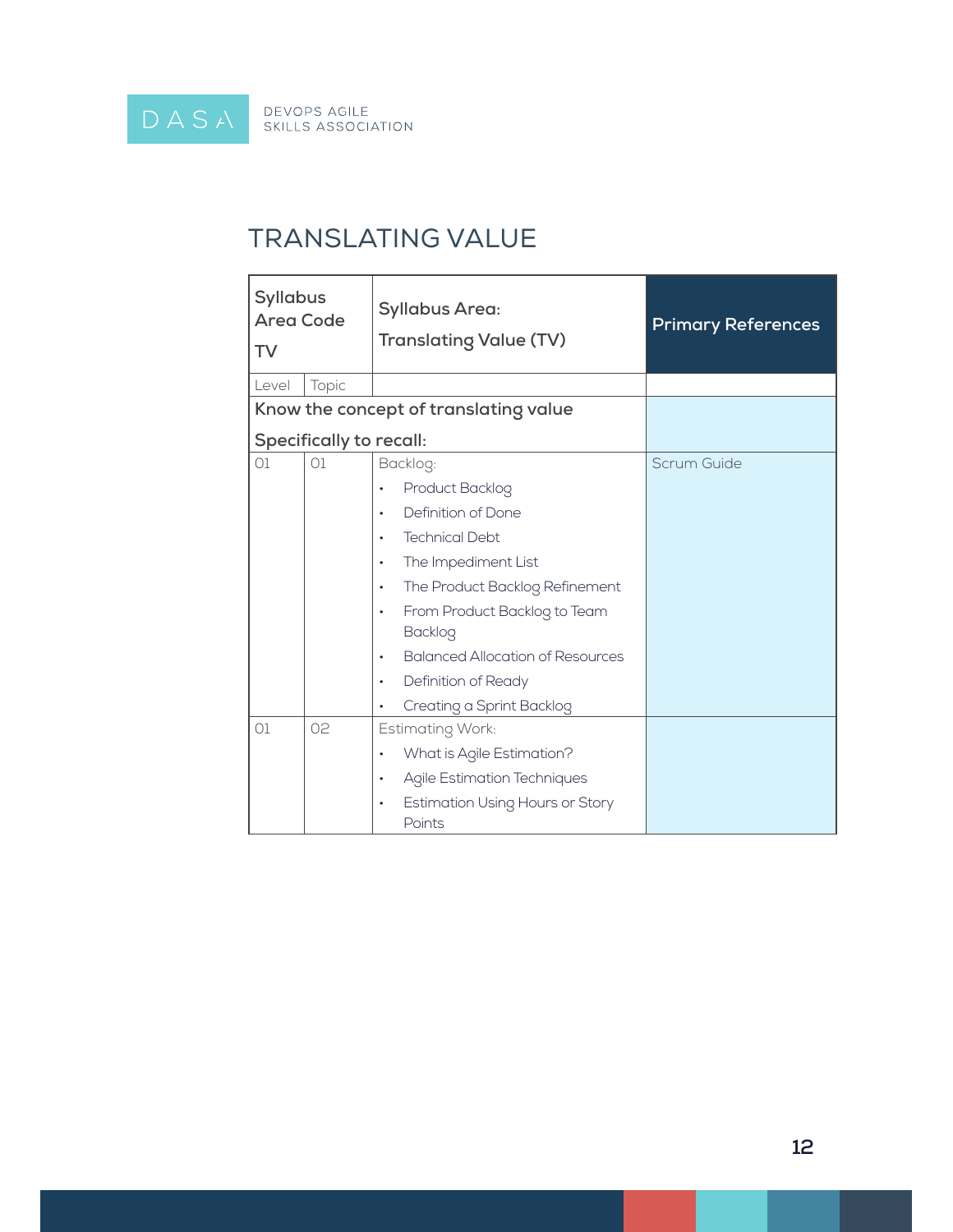# TRANSLATING VALUE

| Syllabus Area Code<br>TV | | Syllabus Area:<br>Translating Value (TV) | Primary References |
|---|---|---|---|
| Level | Topic | | |
| **Know the concept of translating value**<br>**Specifically to recall:** | | | |
| 01 | 01 | Backlog:<br>• Product Backlog<br>• Definition of Done<br>• Technical Debt<br>• The Impediment List<br>• The Product Backlog Refinement<br>• From Product Backlog to Team Backlog<br>• Balanced Allocation of Resources<br>• Definition of Ready<br>• Creating a Sprint Backlog | Scrum Guide |
| 01 | 02 | Estimating Work:<br>• What is Agile Estimation?<br>• Agile Estimation Techniques<br>• Estimation Using Hours or Story Points | |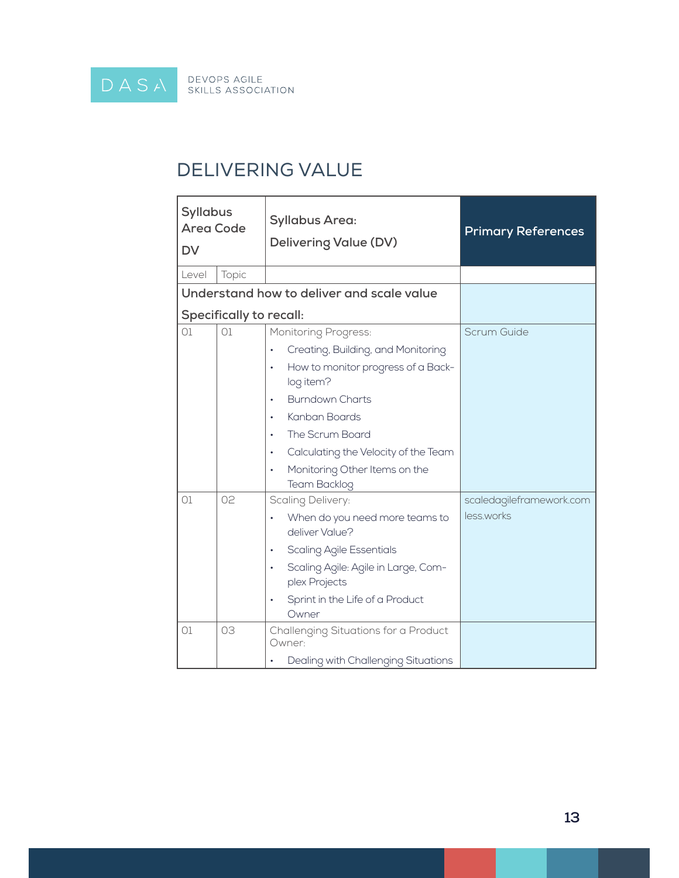# DELIVERING VALUE

| Syllabus Area Code DV | | Syllabus Area: Delivering Value (DV) | Primary References |
|---|---|---|---|
| Level | Topic | | |
| **Understand how to deliver and scale value** **Specifically to recall:** | | | |
| 01 | 01 | Monitoring Progress:<br>• Creating, Building, and Monitoring<br>• How to monitor progress of a Backlog item?<br>• Burndown Charts<br>• Kanban Boards<br>• The Scrum Board<br>• Calculating the Velocity of the Team<br>• Monitoring Other Items on the Team Backlog | Scrum Guide |
| 01 | 02 | Scaling Delivery:<br>• When do you need more teams to deliver Value?<br>• Scaling Agile Essentials<br>• Scaling Agile: Agile in Large, Complex Projects<br>• Sprint in the Life of a Product Owner | scaledagileframework.com<br>less.works |
| 01 | 03 | Challenging Situations for a Product Owner:<br>• Dealing with Challenging Situations | |